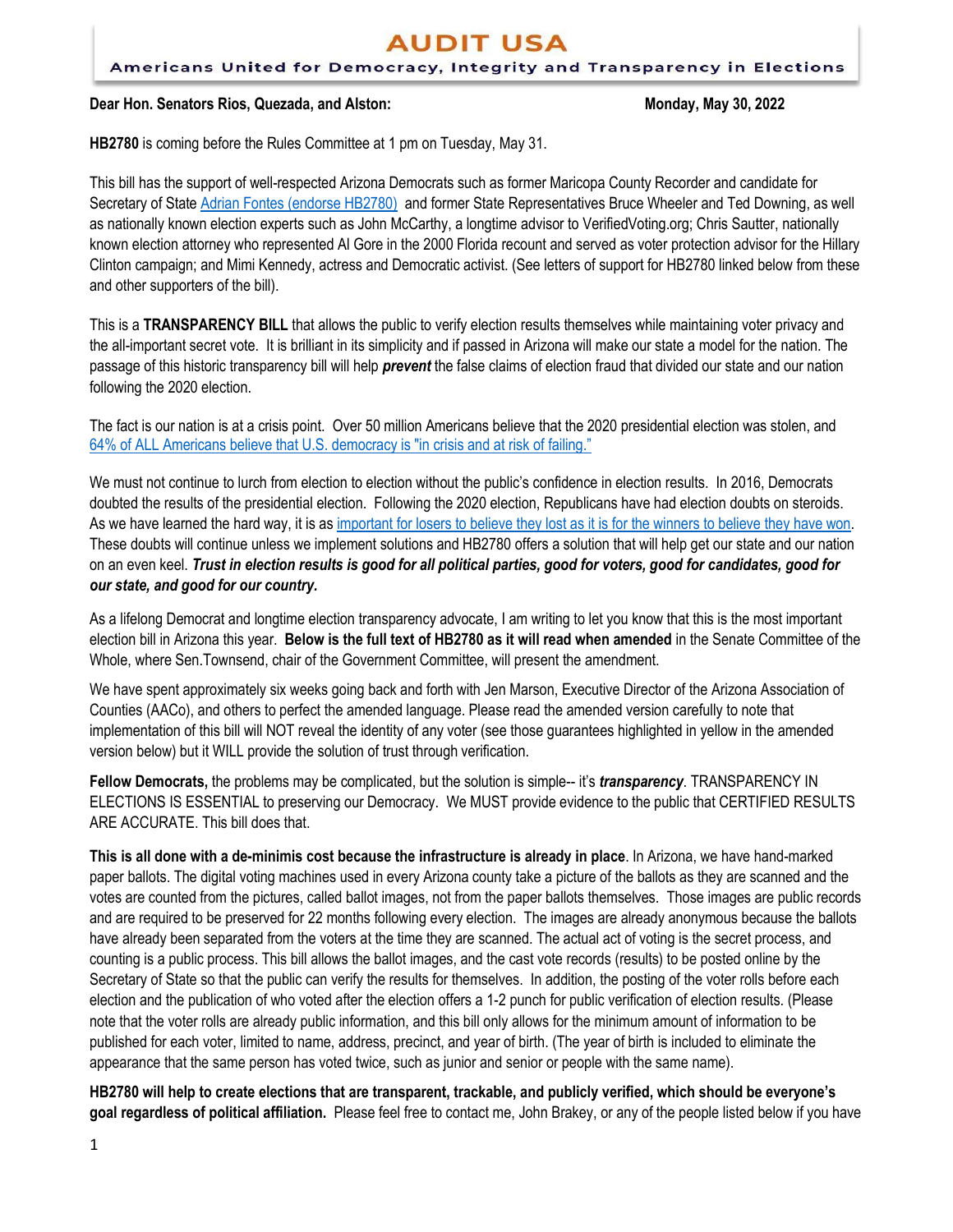# AUDIT USA

**Americans United for Democracy, Integrity and Transparency in Elections**

**Dear Hon. Senators Rios, Quezada, and Alston:** **Monday, May 30, 2022**

**HB2780** is coming before the Rules Committee at 1 pm on Tuesday, May 31.

This bill has the support of well-respected Arizona Democrats such as former Maricopa County Recorder and candidate for Secretary of State Adrian Fontes (endorse HB2780) and former State Representatives Bruce Wheeler and Ted Downing, as well as nationally known election experts such as John McCarthy, a longtime advisor to VerifiedVoting.org; Chris Sautter, nationally known election attorney who represented Al Gore in the 2000 Florida recount and served as voter protection advisor for the Hillary Clinton campaign; and Mimi Kennedy, actress and Democratic activist. (See letters of support for HB2780 linked below from these and other supporters of the bill).

This is a **TRANSPARENCY BILL** that allows the public to verify election results themselves while maintaining voter privacy and the all-important secret vote. It is brilliant in its simplicity and if passed in Arizona will make our state a model for the nation. The passage of this historic transparency bill will help ***prevent*** the false claims of election fraud that divided our state and our nation following the 2020 election.

The fact is our nation is at a crisis point. Over 50 million Americans believe that the 2020 presidential election was stolen, and 64% of ALL Americans believe that U.S. democracy is "in crisis and at risk of failing."

We must not continue to lurch from election to election without the public's confidence in election results. In 2016, Democrats doubted the results of the presidential election. Following the 2020 election, Republicans have had election doubts on steroids. As we have learned the hard way, it is as important for losers to believe they lost as it is for the winners to believe they have won. These doubts will continue unless we implement solutions and HB2780 offers a solution that will help get our state and our nation on an even keel. ***Trust in election results is good for all political parties, good for voters, good for candidates, good for our state, and good for our country.***

As a lifelong Democrat and longtime election transparency advocate, I am writing to let you know that this is the most important election bill in Arizona this year. **Below is the full text of HB2780 as it will read when amended** in the Senate Committee of the Whole, where Sen.Townsend, chair of the Government Committee, will present the amendment.

We have spent approximately six weeks going back and forth with Jen Marson, Executive Director of the Arizona Association of Counties (AACo), and others to perfect the amended language. Please read the amended version carefully to note that implementation of this bill will NOT reveal the identity of any voter (see those guarantees highlighted in yellow in the amended version below) but it WILL provide the solution of trust through verification.

**Fellow Democrats,** the problems may be complicated, but the solution is simple-- it's ***transparency***. TRANSPARENCY IN ELECTIONS IS ESSENTIAL to preserving our Democracy. We MUST provide evidence to the public that CERTIFIED RESULTS ARE ACCURATE. This bill does that.

**This is all done with a de-minimis cost because the infrastructure is already in place**. In Arizona, we have hand-marked paper ballots. The digital voting machines used in every Arizona county take a picture of the ballots as they are scanned and the votes are counted from the pictures, called ballot images, not from the paper ballots themselves. Those images are public records and are required to be preserved for 22 months following every election. The images are already anonymous because the ballots have already been separated from the voters at the time they are scanned. The actual act of voting is the secret process, and counting is a public process. This bill allows the ballot images, and the cast vote records (results) to be posted online by the Secretary of State so that the public can verify the results for themselves. In addition, the posting of the voter rolls before each election and the publication of who voted after the election offers a 1-2 punch for public verification of election results. (Please note that the voter rolls are already public information, and this bill only allows for the minimum amount of information to be published for each voter, limited to name, address, precinct, and year of birth. (The year of birth is included to eliminate the appearance that the same person has voted twice, such as junior and senior or people with the same name).

**HB2780 will help to create elections that are transparent, trackable, and publicly verified, which should be everyone's goal regardless of political affiliation.** Please feel free to contact me, John Brakey, or any of the people listed below if you have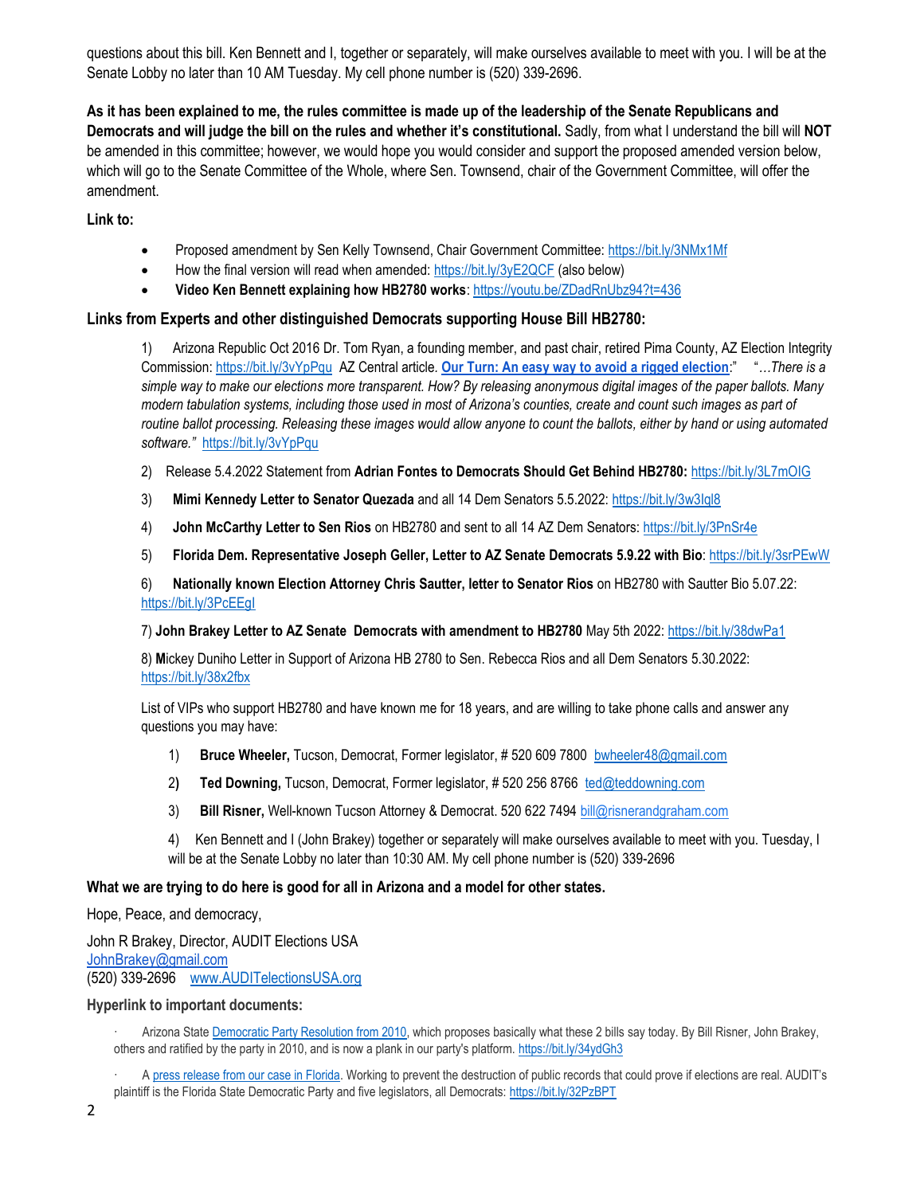questions about this bill. Ken Bennett and I, together or separately, will make ourselves available to meet with you. I will be at the Senate Lobby no later than 10 AM Tuesday. My cell phone number is (520) 339-2696.

**As it has been explained to me, the rules committee is made up of the leadership of the Senate Republicans and Democrats and will judge the bill on the rules and whether it's constitutional.** Sadly, from what I understand the bill will **NOT** be amended in this committee; however, we would hope you would consider and support the proposed amended version below, which will go to the Senate Committee of the Whole, where Sen. Townsend, chair of the Government Committee, will offer the amendment.

**Link to:**

- Proposed amendment by Sen Kelly Townsend, Chair Government Committee: https://bit.ly/3NMx1Mf
- How the final version will read when amended: https://bit.ly/3yE2QCF (also below)
- **Video Ken Bennett explaining how HB2780 works**: https://youtu.be/ZDadRnUbz94?t=436

**Links from Experts and other distinguished Democrats supporting House Bill HB2780:**

1) Arizona Republic Oct 2016 Dr. Tom Ryan, a founding member, and past chair, retired Pima County, AZ Election Integrity Commission: https://bit.ly/3vYpPqu AZ Central article. **Our Turn: An easy way to avoid a rigged election**:" "*…There is a simple way to make our elections more transparent. How? By releasing anonymous digital images of the paper ballots. Many modern tabulation systems, including those used in most of Arizona's counties, create and count such images as part of routine ballot processing. Releasing these images would allow anyone to count the ballots, either by hand or using automated software."* https://bit.ly/3vYpPqu

2) Release 5.4.2022 Statement from **Adrian Fontes to Democrats Should Get Behind HB2780:** https://bit.ly/3L7mOIG

3) **Mimi Kennedy Letter to Senator Quezada** and all 14 Dem Senators 5.5.2022: https://bit.ly/3w3Iql8

4) **John McCarthy Letter to Sen Rios** on HB2780 and sent to all 14 AZ Dem Senators: https://bit.ly/3PnSr4e

5) **Florida Dem. Representative Joseph Geller, Letter to AZ Senate Democrats 5.9.22 with Bio**: https://bit.ly/3srPEwW

6) **Nationally known Election Attorney Chris Sautter, letter to Senator Rios** on HB2780 with Sautter Bio 5.07.22: https://bit.ly/3PcEEgI

7) **John Brakey Letter to AZ Senate Democrats with amendment to HB2780** May 5th 2022: https://bit.ly/38dwPa1

8) **M**ickey Duniho Letter in Support of Arizona HB 2780 to Sen. Rebecca Rios and all Dem Senators 5.30.2022: https://bit.ly/38x2fbx

List of VIPs who support HB2780 and have known me for 18 years, and are willing to take phone calls and answer any questions you may have:

1) **Bruce Wheeler,** Tucson, Democrat, Former legislator, # 520 609 7800 bwheeler48@gmail.com

2) **Ted Downing,** Tucson, Democrat, Former legislator, # 520 256 8766 ted@teddowning.com

3) **Bill Risner,** Well-known Tucson Attorney & Democrat. 520 622 7494 bill@risnerandgraham.com

4) Ken Bennett and I (John Brakey) together or separately will make ourselves available to meet with you. Tuesday, I will be at the Senate Lobby no later than 10:30 AM. My cell phone number is (520) 339-2696

**What we are trying to do here is good for all in Arizona and a model for other states.**

Hope, Peace, and democracy,

John R Brakey, Director, AUDIT Elections USA
JohnBrakey@gmail.com
(520) 339-2696 www.AUDITelectionsUSA.org

**Hyperlink to important documents:**

- Arizona State Democratic Party Resolution from 2010, which proposes basically what these 2 bills say today. By Bill Risner, John Brakey, others and ratified by the party in 2010, and is now a plank in our party's platform. https://bit.ly/34ydGh3
- A press release from our case in Florida. Working to prevent the destruction of public records that could prove if elections are real. AUDIT's plaintiff is the Florida State Democratic Party and five legislators, all Democrats: https://bit.ly/32PzBPT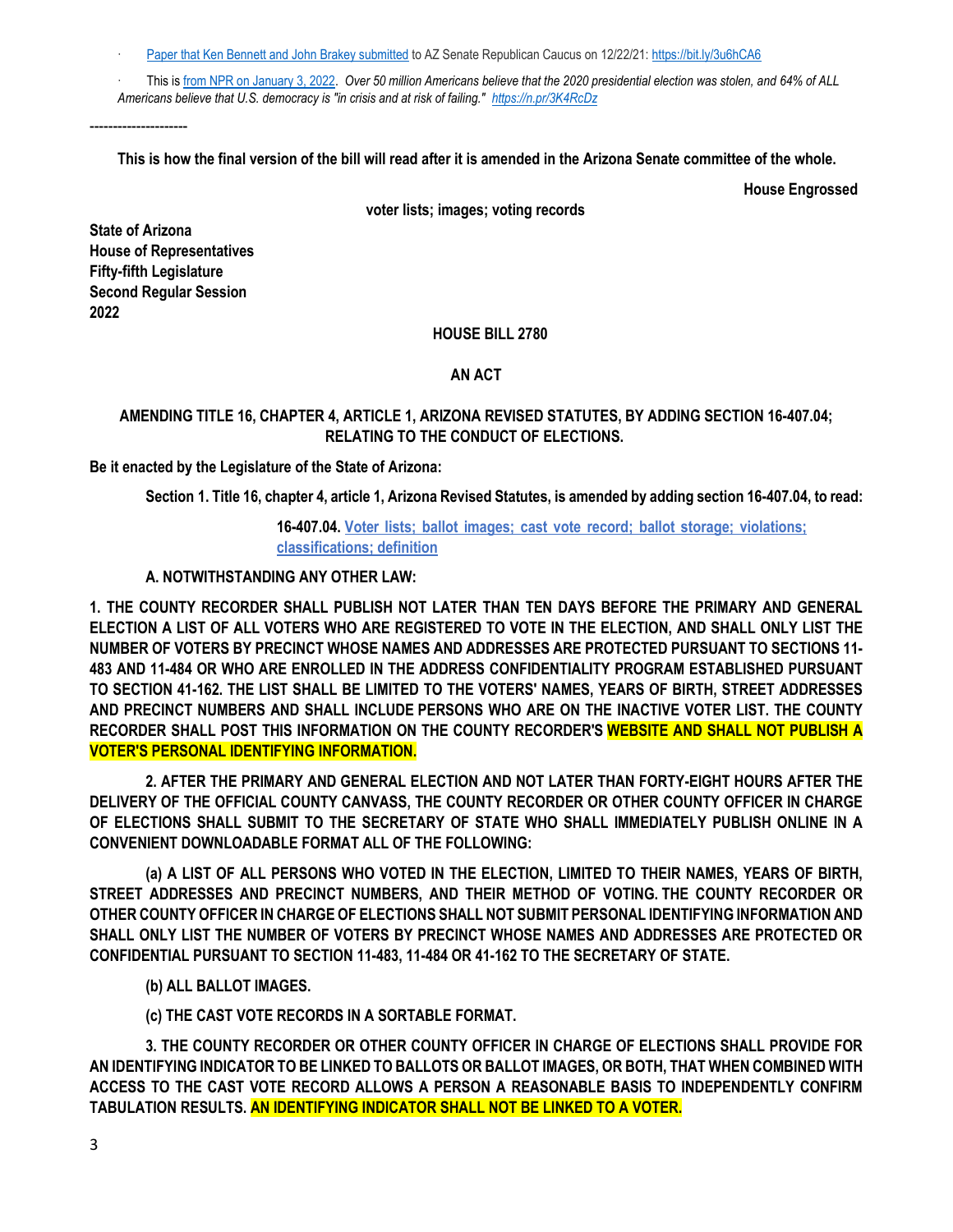- [Paper that Ken Bennett and John Brakey submitted](https://bit.ly/3u6hCA6) to AZ Senate Republican Caucus on 12/22/21: https://bit.ly/3u6hCA6
- This is [from NPR on January 3, 2022](https://n.pr/3K4RcDz). *Over 50 million Americans believe that the 2020 presidential election was stolen, and 64% of ALL Americans believe that U.S. democracy is "in crisis and at risk of failing." https://n.pr/3K4RcDz*

---------------------

**This is how the final version of the bill will read after it is amended in the Arizona Senate committee of the whole.**

**House Engrossed**

**voter lists; images; voting records**

**State of Arizona**
**House of Representatives**
**Fifty-fifth Legislature**
**Second Regular Session**
**2022**

**HOUSE BILL 2780**

**AN ACT**

**AMENDING TITLE 16, CHAPTER 4, ARTICLE 1, ARIZONA REVISED STATUTES, BY ADDING SECTION 16-407.04; RELATING TO THE CONDUCT OF ELECTIONS.**

**Be it enacted by the Legislature of the State of Arizona:**

**Section 1. Title 16, chapter 4, article 1, Arizona Revised Statutes, is amended by adding section 16-407.04, to read:**

**16-407.04. Voter lists; ballot images; cast vote record; ballot storage; violations; classifications; definition**

**A. NOTWITHSTANDING ANY OTHER LAW:**

**1. THE COUNTY RECORDER SHALL PUBLISH NOT LATER THAN TEN DAYS BEFORE THE PRIMARY AND GENERAL ELECTION A LIST OF ALL VOTERS WHO ARE REGISTERED TO VOTE IN THE ELECTION, AND SHALL ONLY LIST THE NUMBER OF VOTERS BY PRECINCT WHOSE NAMES AND ADDRESSES ARE PROTECTED PURSUANT TO SECTIONS 11-483 AND 11-484 OR WHO ARE ENROLLED IN THE ADDRESS CONFIDENTIALITY PROGRAM ESTABLISHED PURSUANT TO SECTION 41-162. THE LIST SHALL BE LIMITED TO THE VOTERS' NAMES, YEARS OF BIRTH, STREET ADDRESSES AND PRECINCT NUMBERS AND SHALL INCLUDE PERSONS WHO ARE ON THE INACTIVE VOTER LIST. THE COUNTY RECORDER SHALL POST THIS INFORMATION ON THE COUNTY RECORDER'S WEBSITE AND SHALL NOT PUBLISH A VOTER'S PERSONAL IDENTIFYING INFORMATION.**

**2. AFTER THE PRIMARY AND GENERAL ELECTION AND NOT LATER THAN FORTY-EIGHT HOURS AFTER THE DELIVERY OF THE OFFICIAL COUNTY CANVASS, THE COUNTY RECORDER OR OTHER COUNTY OFFICER IN CHARGE OF ELECTIONS SHALL SUBMIT TO THE SECRETARY OF STATE WHO SHALL IMMEDIATELY PUBLISH ONLINE IN A CONVENIENT DOWNLOADABLE FORMAT ALL OF THE FOLLOWING:**

**(a) A LIST OF ALL PERSONS WHO VOTED IN THE ELECTION, LIMITED TO THEIR NAMES, YEARS OF BIRTH, STREET ADDRESSES AND PRECINCT NUMBERS, AND THEIR METHOD OF VOTING. THE COUNTY RECORDER OR OTHER COUNTY OFFICER IN CHARGE OF ELECTIONS SHALL NOT SUBMIT PERSONAL IDENTIFYING INFORMATION AND SHALL ONLY LIST THE NUMBER OF VOTERS BY PRECINCT WHOSE NAMES AND ADDRESSES ARE PROTECTED OR CONFIDENTIAL PURSUANT TO SECTION 11-483, 11-484 OR 41-162 TO THE SECRETARY OF STATE.**

**(b) ALL BALLOT IMAGES.**

**(c) THE CAST VOTE RECORDS IN A SORTABLE FORMAT.**

**3. THE COUNTY RECORDER OR OTHER COUNTY OFFICER IN CHARGE OF ELECTIONS SHALL PROVIDE FOR AN IDENTIFYING INDICATOR TO BE LINKED TO BALLOTS OR BALLOT IMAGES, OR BOTH, THAT WHEN COMBINED WITH ACCESS TO THE CAST VOTE RECORD ALLOWS A PERSON A REASONABLE BASIS TO INDEPENDENTLY CONFIRM TABULATION RESULTS. AN IDENTIFYING INDICATOR SHALL NOT BE LINKED TO A VOTER.**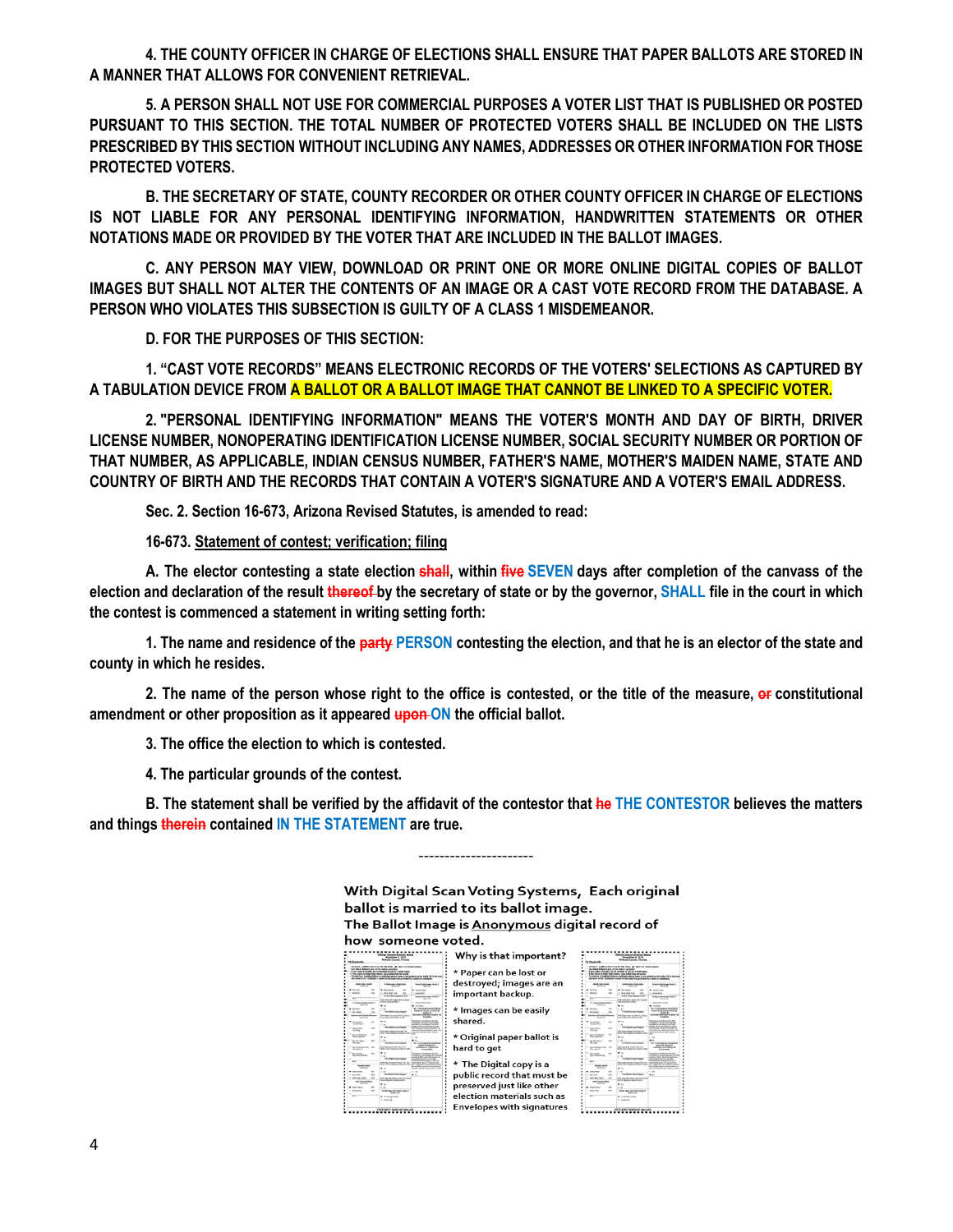4. THE COUNTY OFFICER IN CHARGE OF ELECTIONS SHALL ENSURE THAT PAPER BALLOTS ARE STORED IN A MANNER THAT ALLOWS FOR CONVENIENT RETRIEVAL.

5. A PERSON SHALL NOT USE FOR COMMERCIAL PURPOSES A VOTER LIST THAT IS PUBLISHED OR POSTED PURSUANT TO THIS SECTION. THE TOTAL NUMBER OF PROTECTED VOTERS SHALL BE INCLUDED ON THE LISTS PRESCRIBED BY THIS SECTION WITHOUT INCLUDING ANY NAMES, ADDRESSES OR OTHER INFORMATION FOR THOSE PROTECTED VOTERS.

B. THE SECRETARY OF STATE, COUNTY RECORDER OR OTHER COUNTY OFFICER IN CHARGE OF ELECTIONS IS NOT LIABLE FOR ANY PERSONAL IDENTIFYING INFORMATION, HANDWRITTEN STATEMENTS OR OTHER NOTATIONS MADE OR PROVIDED BY THE VOTER THAT ARE INCLUDED IN THE BALLOT IMAGES.

C. ANY PERSON MAY VIEW, DOWNLOAD OR PRINT ONE OR MORE ONLINE DIGITAL COPIES OF BALLOT IMAGES BUT SHALL NOT ALTER THE CONTENTS OF AN IMAGE OR A CAST VOTE RECORD FROM THE DATABASE. A PERSON WHO VIOLATES THIS SUBSECTION IS GUILTY OF A CLASS 1 MISDEMEANOR.

D. FOR THE PURPOSES OF THIS SECTION:

1. "CAST VOTE RECORDS" MEANS ELECTRONIC RECORDS OF THE VOTERS' SELECTIONS AS CAPTURED BY A TABULATION DEVICE FROM A BALLOT OR A BALLOT IMAGE THAT CANNOT BE LINKED TO A SPECIFIC VOTER.

2. "PERSONAL IDENTIFYING INFORMATION" MEANS THE VOTER'S MONTH AND DAY OF BIRTH, DRIVER LICENSE NUMBER, NONOPERATING IDENTIFICATION LICENSE NUMBER, SOCIAL SECURITY NUMBER OR PORTION OF THAT NUMBER, AS APPLICABLE, INDIAN CENSUS NUMBER, FATHER'S NAME, MOTHER'S MAIDEN NAME, STATE AND COUNTRY OF BIRTH AND THE RECORDS THAT CONTAIN A VOTER'S SIGNATURE AND A VOTER'S EMAIL ADDRESS.

Sec. 2. Section 16-673, Arizona Revised Statutes, is amended to read:

16-673. Statement of contest; verification; filing

A. The elector contesting a state election ~~shall~~, within ~~five~~ SEVEN days after completion of the canvass of the election and declaration of the result ~~thereof~~ by the secretary of state or by the governor, SHALL file in the court in which the contest is commenced a statement in writing setting forth:

1. The name and residence of the ~~party~~ PERSON contesting the election, and that he is an elector of the state and county in which he resides.

2. The name of the person whose right to the office is contested, or the title of the measure, ~~or~~ constitutional amendment or other proposition as it appeared ~~upon~~ ON the official ballot.

3. The office the election to which is contested.

4. The particular grounds of the contest.

B. The statement shall be verified by the affidavit of the contestor that ~~he~~ THE CONTESTOR believes the matters and things ~~therein~~ contained IN THE STATEMENT are true.

----------------------

With Digital Scan Voting Systems, Each original ballot is married to its ballot image.
The Ballot Image is Anonymous digital record of how someone voted.

Why is that important?

* Paper can be lost or destroyed; images are an important backup.

* Images can be easily shared.

* Original paper ballot is hard to get

* The Digital copy is a public record that must be preserved just like other election materials such as Envelopes with signatures